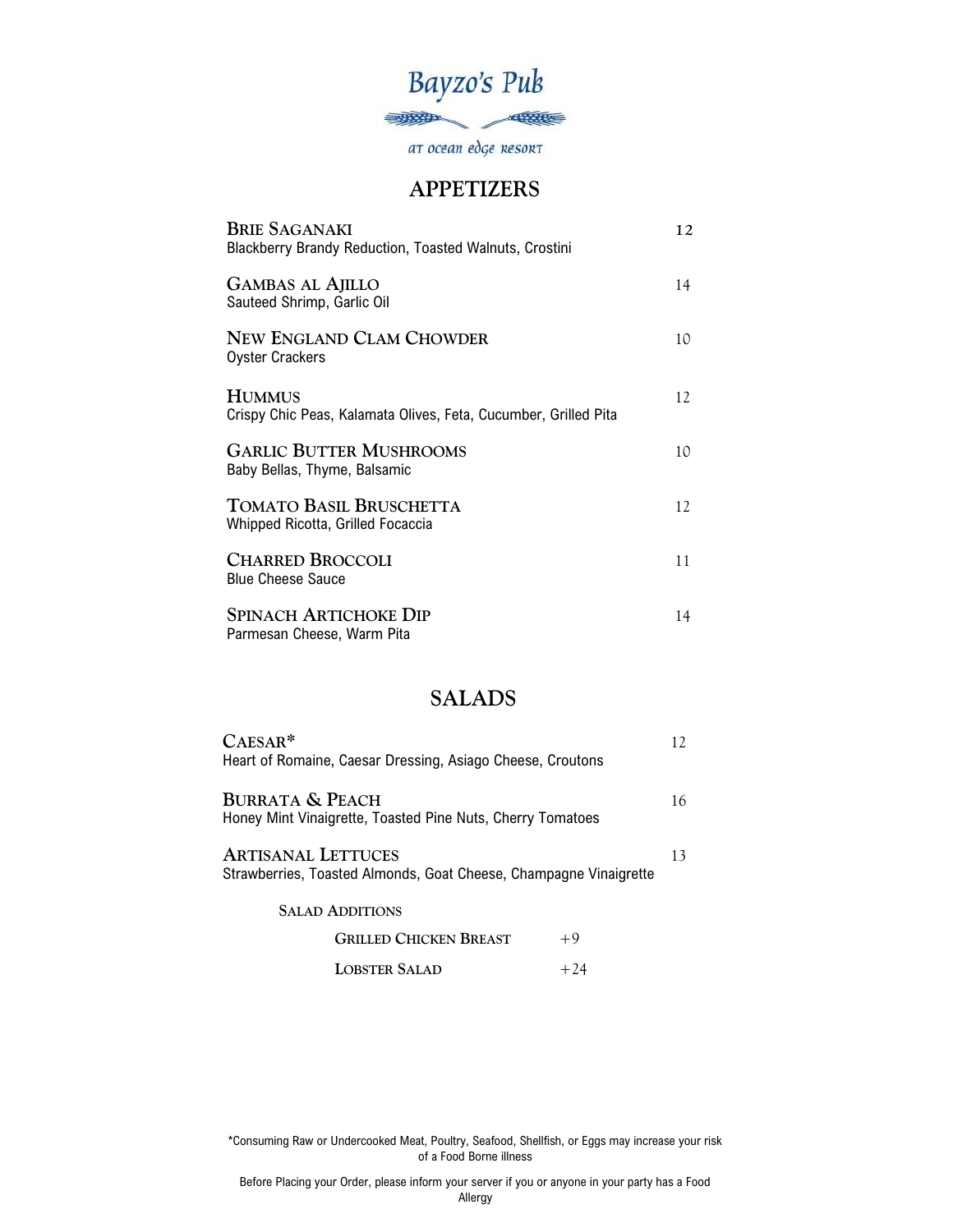# Bayzo's Pub

at ocean edge resort

## APPETIZERS

**Brie Saganaki** — 12
Blackberry Brandy Reduction, Toasted Walnuts, Crostini

**Gambas al Ajillo** — 14
Sauteed Shrimp, Garlic Oil

**New England Clam Chowder** — 10
Oyster Crackers

**Hummus** — 12
Crispy Chic Peas, Kalamata Olives, Feta, Cucumber, Grilled Pita

**Garlic Butter Mushrooms** — 10
Baby Bellas, Thyme, Balsamic

**Tomato Basil Bruschetta** — 12
Whipped Ricotta, Grilled Focaccia

**Charred Broccoli** — 11
Blue Cheese Sauce

**Spinach Artichoke Dip** — 14
Parmesan Cheese, Warm Pita

## SALADS

**Caesar*** — 12
Heart of Romaine, Caesar Dressing, Asiago Cheese, Croutons

**Burrata & Peach** — 16
Honey Mint Vinaigrette, Toasted Pine Nuts, Cherry Tomatoes

**Artisanal Lettuces** — 13
Strawberries, Toasted Almonds, Goat Cheese, Champagne Vinaigrette

### Salad Additions

| | |
|---|---|
| Grilled Chicken Breast | +9 |
| Lobster Salad | +24 |

*Consuming Raw or Undercooked Meat, Poultry, Seafood, Shellfish, or Eggs may increase your risk of a Food Borne illness

Before Placing your Order, please inform your server if you or anyone in your party has a Food Allergy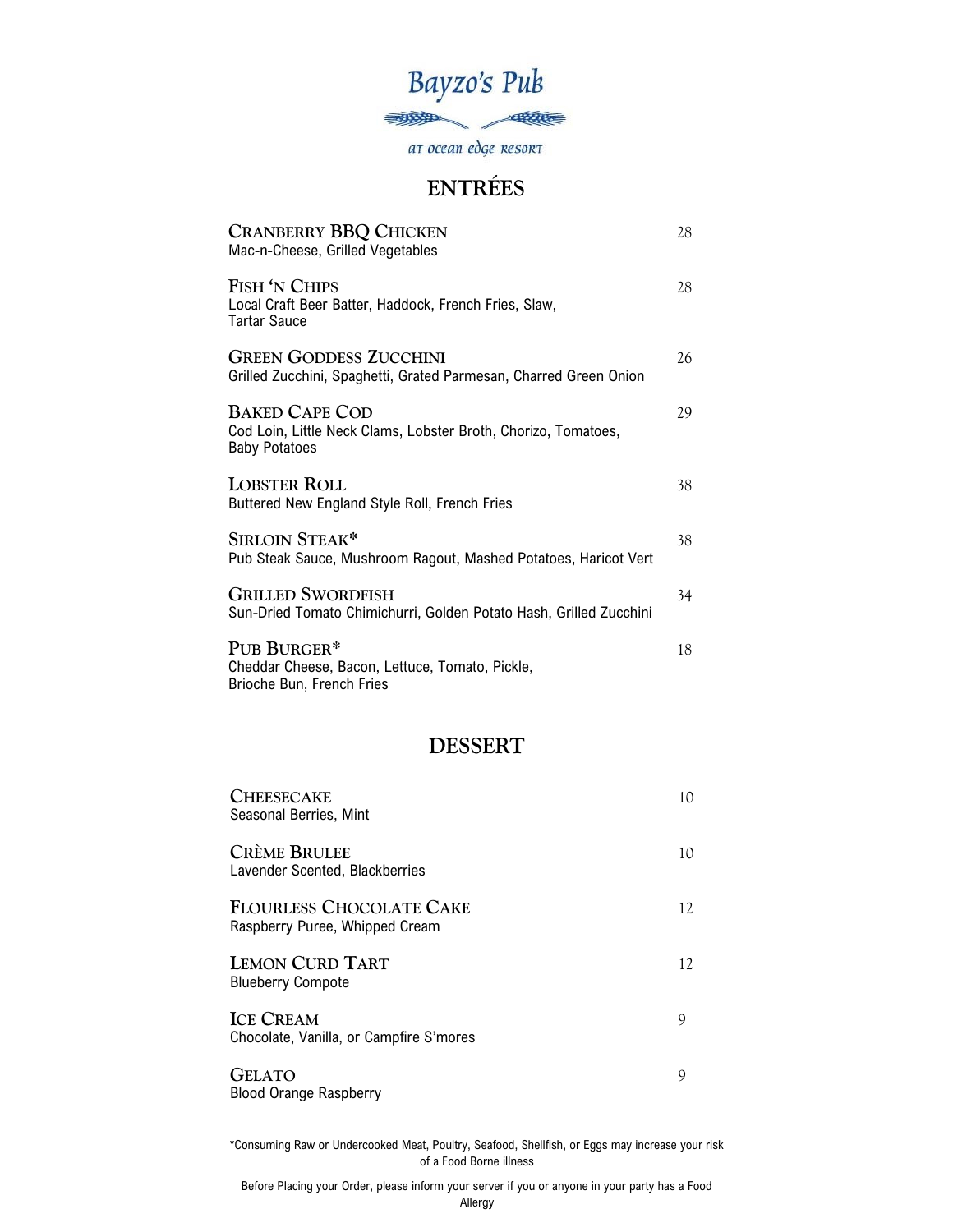# Bayzo's Pub

at ocean edge resort

## ENTRÉES

**CRANBERRY BBQ CHICKEN** 28
Mac-n-Cheese, Grilled Vegetables

**FISH 'N CHIPS** 28
Local Craft Beer Batter, Haddock, French Fries, Slaw, Tartar Sauce

**GREEN GODDESS ZUCCHINI** 26
Grilled Zucchini, Spaghetti, Grated Parmesan, Charred Green Onion

**BAKED CAPE COD** 29
Cod Loin, Little Neck Clams, Lobster Broth, Chorizo, Tomatoes, Baby Potatoes

**LOBSTER ROLL** 38
Buttered New England Style Roll, French Fries

**SIRLOIN STEAK*** 38
Pub Steak Sauce, Mushroom Ragout, Mashed Potatoes, Haricot Vert

**GRILLED SWORDFISH** 34
Sun-Dried Tomato Chimichurri, Golden Potato Hash, Grilled Zucchini

**PUB BURGER*** 18
Cheddar Cheese, Bacon, Lettuce, Tomato, Pickle, Brioche Bun, French Fries

## DESSERT

**CHEESECAKE** 10
Seasonal Berries, Mint

**CRÈME BRULEE** 10
Lavender Scented, Blackberries

**FLOURLESS CHOCOLATE CAKE** 12
Raspberry Puree, Whipped Cream

**LEMON CURD TART** 12
Blueberry Compote

**ICE CREAM** 9
Chocolate, Vanilla, or Campfire S'mores

**GELATO** 9
Blood Orange Raspberry

*Consuming Raw or Undercooked Meat, Poultry, Seafood, Shellfish, or Eggs may increase your risk of a Food Borne illness

Before Placing your Order, please inform your server if you or anyone in your party has a Food Allergy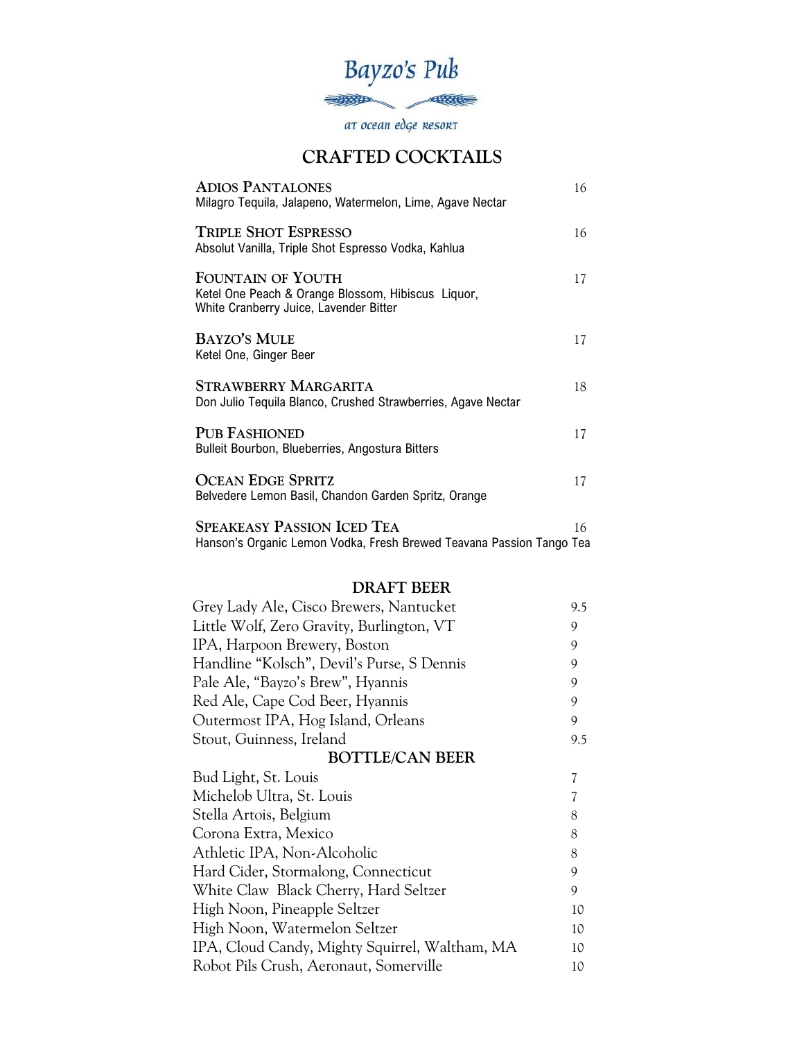# Bayzo's Pub

at ocean edge resort

## CRAFTED COCKTAILS

**ADIOS PANTALONES** 16
Milagro Tequila, Jalapeno, Watermelon, Lime, Agave Nectar

**TRIPLE SHOT ESPRESSO** 16
Absolut Vanilla, Triple Shot Espresso Vodka, Kahlua

**FOUNTAIN OF YOUTH** 17
Ketel One Peach & Orange Blossom, Hibiscus Liquor, White Cranberry Juice, Lavender Bitter

**BAYZO'S MULE** 17
Ketel One, Ginger Beer

**STRAWBERRY MARGARITA** 18
Don Julio Tequila Blanco, Crushed Strawberries, Agave Nectar

**PUB FASHIONED** 17
Bulleit Bourbon, Blueberries, Angostura Bitters

**OCEAN EDGE SPRITZ** 17
Belvedere Lemon Basil, Chandon Garden Spritz, Orange

**SPEAKEASY PASSION ICED TEA** 16
Hanson's Organic Lemon Vodka, Fresh Brewed Teavana Passion Tango Tea

## DRAFT BEER

| | |
|---|---|
| Grey Lady Ale, Cisco Brewers, Nantucket | 9.5 |
| Little Wolf, Zero Gravity, Burlington, VT | 9 |
| IPA, Harpoon Brewery, Boston | 9 |
| Handline "Kolsch", Devil's Purse, S Dennis | 9 |
| Pale Ale, "Bayzo's Brew", Hyannis | 9 |
| Red Ale, Cape Cod Beer, Hyannis | 9 |
| Outermost IPA, Hog Island, Orleans | 9 |
| Stout, Guinness, Ireland | 9.5 |

## BOTTLE/CAN BEER

| | |
|---|---|
| Bud Light, St. Louis | 7 |
| Michelob Ultra, St. Louis | 7 |
| Stella Artois, Belgium | 8 |
| Corona Extra, Mexico | 8 |
| Athletic IPA, Non-Alcoholic | 8 |
| Hard Cider, Stormalong, Connecticut | 9 |
| White Claw Black Cherry, Hard Seltzer | 9 |
| High Noon, Pineapple Seltzer | 10 |
| High Noon, Watermelon Seltzer | 10 |
| IPA, Cloud Candy, Mighty Squirrel, Waltham, MA | 10 |
| Robot Pils Crush, Aeronaut, Somerville | 10 |